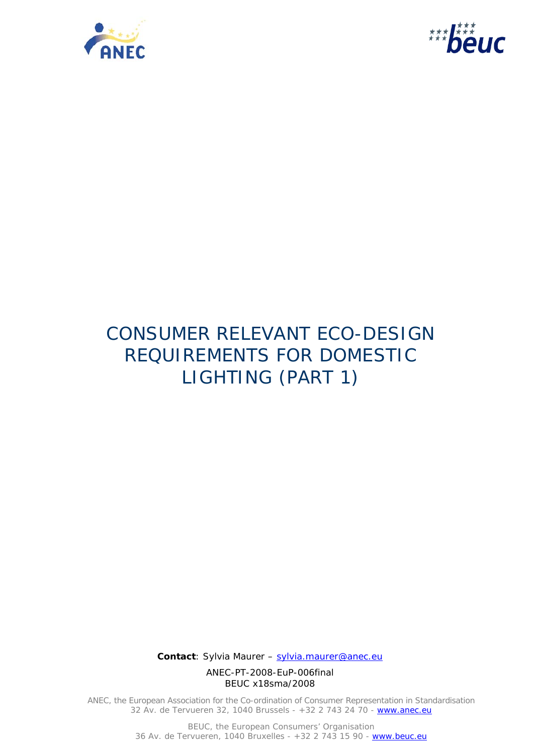# CONSUMER RELEVANT ECO-DESIGN REQUIREMENTS FOR DOMESTIC LIGHTING (PART 1)

**Contact**: Sylvia Maurer – sylvia.maurer@anec.eu

ANEC-PT-2008-EuP-006final
BEUC x18sma/2008

ANEC, the European Association for the Co-ordination of Consumer Representation in Standardisation
32 Av. de Tervueren 32, 1040 Brussels - +32 2 743 24 70 - www.anec.eu

BEUC, the European Consumers' Organisation
36 Av. de Tervueren, 1040 Bruxelles - +32 2 743 15 90 - www.beuc.eu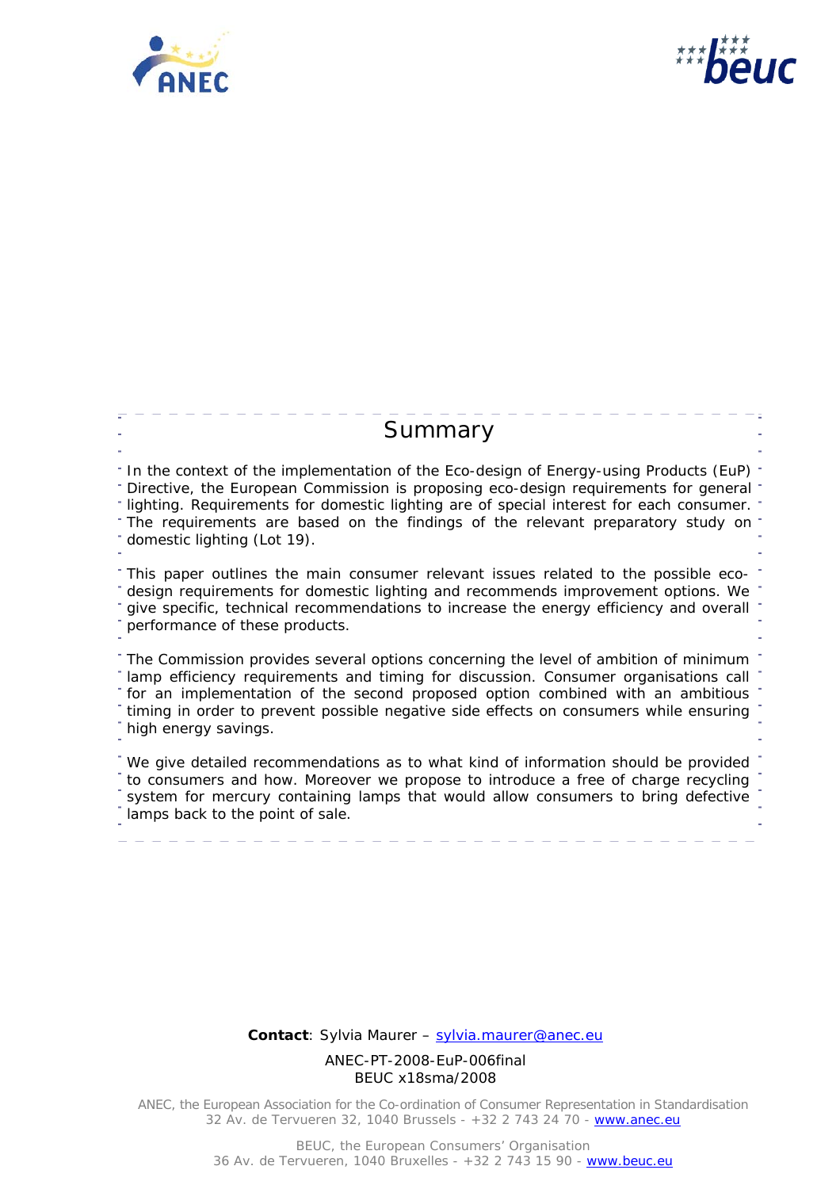# Summary

In the context of the implementation of the Eco-design of Energy-using Products (EuP) Directive, the European Commission is proposing eco-design requirements for general lighting. Requirements for domestic lighting are of special interest for each consumer. The requirements are based on the findings of the relevant preparatory study on domestic lighting (Lot 19).

This paper outlines the main consumer relevant issues related to the possible eco-design requirements for domestic lighting and recommends improvement options. We give specific, technical recommendations to increase the energy efficiency and overall performance of these products.

The Commission provides several options concerning the level of ambition of minimum lamp efficiency requirements and timing for discussion. Consumer organisations call for an implementation of the second proposed option combined with an ambitious timing in order to prevent possible negative side effects on consumers while ensuring high energy savings.

We give detailed recommendations as to what kind of information should be provided to consumers and how. Moreover we propose to introduce a free of charge recycling system for mercury containing lamps that would allow consumers to bring defective lamps back to the point of sale.

**Contact**: Sylvia Maurer – sylvia.maurer@anec.eu

ANEC-PT-2008-EuP-006final
BEUC x18sma/2008

ANEC, the European Association for the Co-ordination of Consumer Representation in Standardisation
32 Av. de Tervueren 32, 1040 Brussels - +32 2 743 24 70 - www.anec.eu

BEUC, the European Consumers' Organisation
36 Av. de Tervueren, 1040 Bruxelles - +32 2 743 15 90 - www.beuc.eu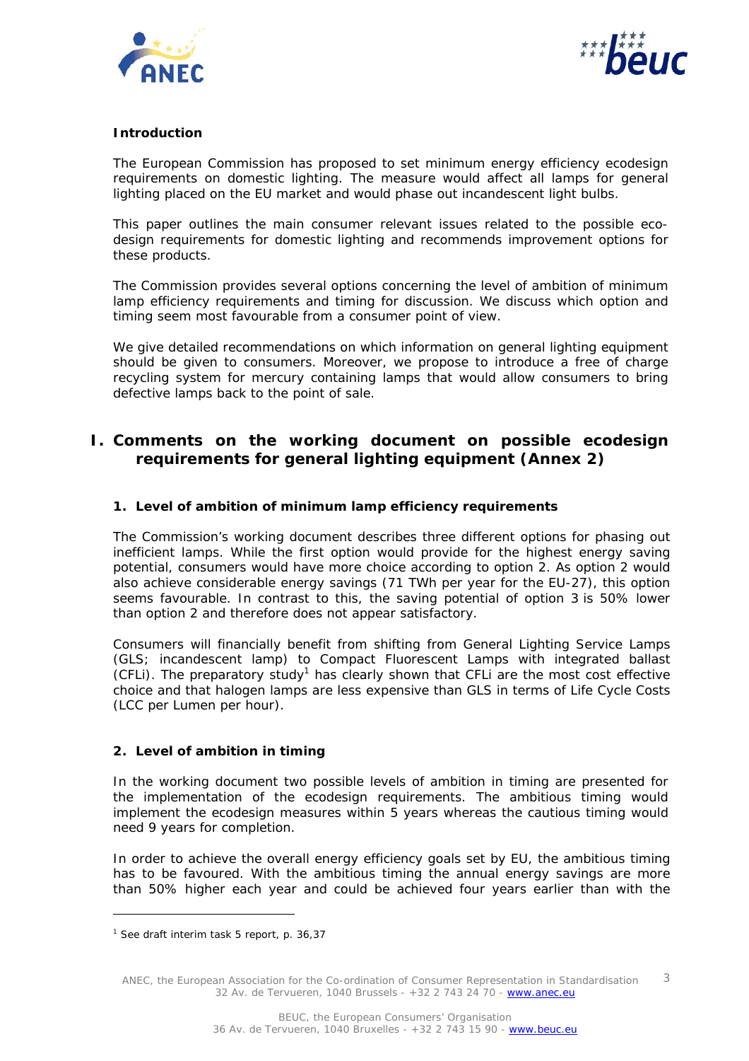**Introduction**

The European Commission has proposed to set minimum energy efficiency ecodesign requirements on domestic lighting. The measure would affect all lamps for general lighting placed on the EU market and would phase out incandescent light bulbs.

This paper outlines the main consumer relevant issues related to the possible eco-design requirements for domestic lighting and recommends improvement options for these products.

The Commission provides several options concerning the level of ambition of minimum lamp efficiency requirements and timing for discussion. We discuss which option and timing seem most favourable from a consumer point of view.

We give detailed recommendations on which information on general lighting equipment should be given to consumers. Moreover, we propose to introduce a free of charge recycling system for mercury containing lamps that would allow consumers to bring defective lamps back to the point of sale.

# I. Comments on the working document on possible ecodesign requirements for general lighting equipment (Annex 2)

## 1. Level of ambition of minimum lamp efficiency requirements

The Commission's working document describes three different options for phasing out inefficient lamps. While the first option would provide for the highest energy saving potential, consumers would have more choice according to option 2. As option 2 would also achieve considerable energy savings (71 TWh per year for the EU-27), this option seems favourable. In contrast to this, the saving potential of option 3 is 50% lower than option 2 and therefore does not appear satisfactory.

Consumers will financially benefit from shifting from General Lighting Service Lamps (GLS; incandescent lamp) to Compact Fluorescent Lamps with integrated ballast (CFLi). The preparatory study[1] has clearly shown that CFLi are the most cost effective choice and that halogen lamps are less expensive than GLS in terms of Life Cycle Costs (LCC per Lumen per hour).

## 2. Level of ambition in timing

In the working document two possible levels of ambition in timing are presented for the implementation of the ecodesign requirements. The ambitious timing would implement the ecodesign measures within 5 years whereas the cautious timing would need 9 years for completion.

In order to achieve the overall energy efficiency goals set by EU, the ambitious timing has to be favoured. With the ambitious timing the annual energy savings are more than 50% higher each year and could be achieved four years earlier than with the

[1] See draft interim task 5 report, p. 36,37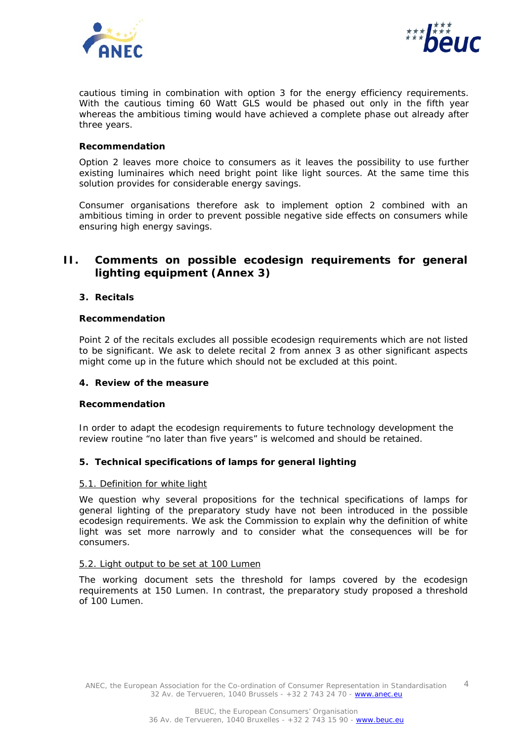cautious timing in combination with option 3 for the energy efficiency requirements. With the cautious timing 60 Watt GLS would be phased out only in the fifth year whereas the ambitious timing would have achieved a complete phase out already after three years.

**Recommendation**

Option 2 leaves more choice to consumers as it leaves the possibility to use further existing luminaires which need bright point like light sources. At the same time this solution provides for considerable energy savings.

Consumer organisations therefore ask to implement option 2 combined with an ambitious timing in order to prevent possible negative side effects on consumers while ensuring high energy savings.

## II. Comments on possible ecodesign requirements for general lighting equipment (Annex 3)

### 3. Recitals

**Recommendation**

Point 2 of the recitals excludes all possible ecodesign requirements which are not listed to be significant. We ask to delete recital 2 from annex 3 as other significant aspects might come up in the future which should not be excluded at this point.

### 4. Review of the measure

**Recommendation**

In order to adapt the ecodesign requirements to future technology development the review routine "no later than five years" is welcomed and should be retained.

### 5. Technical specifications of lamps for general lighting

<u>5.1. Definition for white light</u>

We question why several propositions for the technical specifications of lamps for general lighting of the preparatory study have not been introduced in the possible ecodesign requirements. We ask the Commission to explain why the definition of white light was set more narrowly and to consider what the consequences will be for consumers.

<u>5.2. Light output to be set at 100 Lumen</u>

The working document sets the threshold for lamps covered by the ecodesign requirements at 150 Lumen. In contrast, the preparatory study proposed a threshold of 100 Lumen.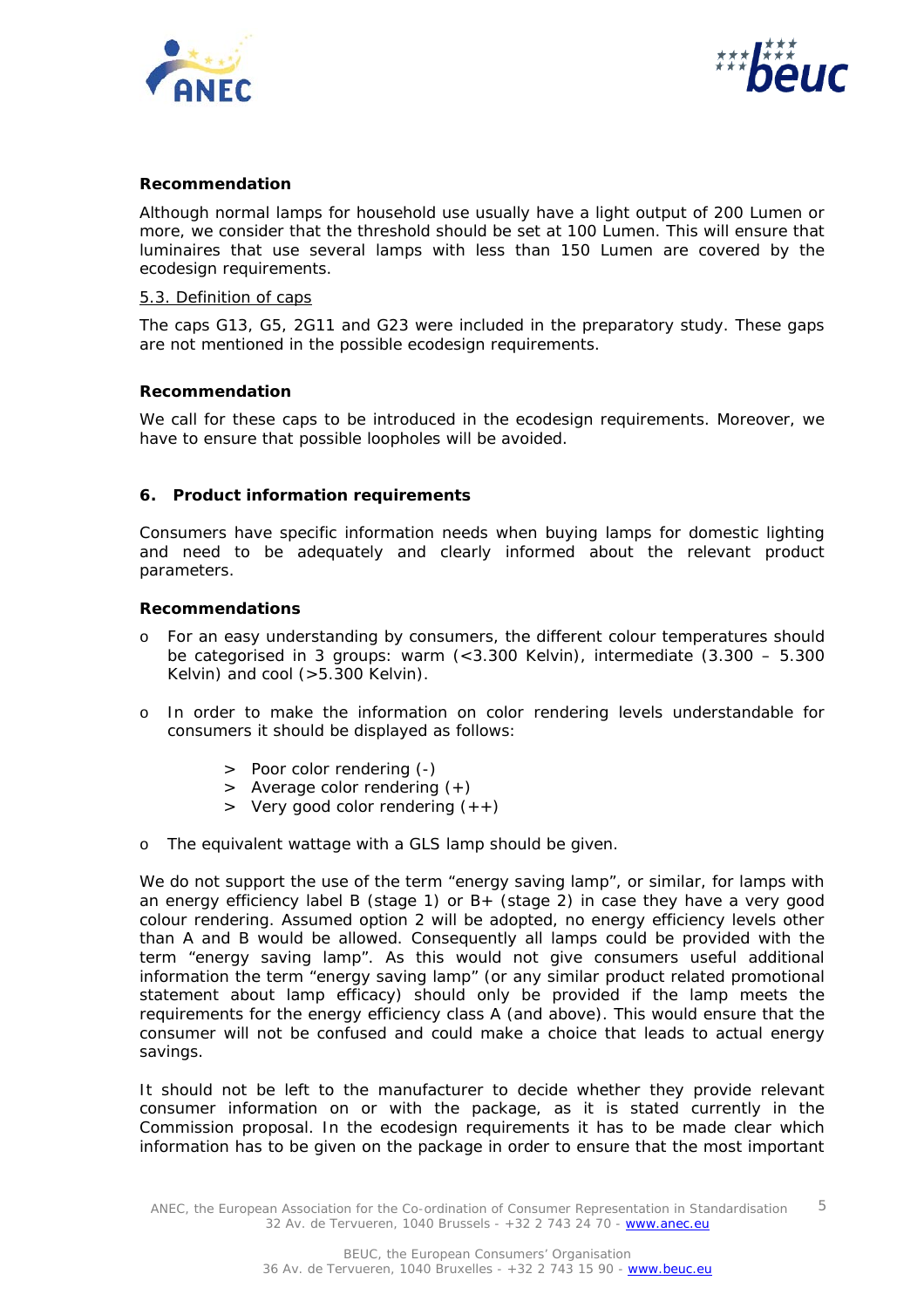**Recommendation**

Although normal lamps for household use usually have a light output of 200 Lumen or more, we consider that the threshold should be set at 100 Lumen. This will ensure that luminaires that use several lamps with less than 150 Lumen are covered by the ecodesign requirements.

5.3. Definition of caps

The caps G13, G5, 2G11 and G23 were included in the preparatory study. These gaps are not mentioned in the possible ecodesign requirements.

**Recommendation**

We call for these caps to be introduced in the ecodesign requirements. Moreover, we have to ensure that possible loopholes will be avoided.

## 6. Product information requirements

Consumers have specific information needs when buying lamps for domestic lighting and need to be adequately and clearly informed about the relevant product parameters.

**Recommendations**

- For an easy understanding by consumers, the different colour temperatures should be categorised in 3 groups: warm (<3.300 Kelvin), intermediate (3.300 – 5.300 Kelvin) and cool (>5.300 Kelvin).
- In order to make the information on color rendering levels understandable for consumers it should be displayed as follows:
  - Poor color rendering (-)
  - Average color rendering (+)
  - Very good color rendering (++)
- The equivalent wattage with a GLS lamp should be given.

We do not support the use of the term "energy saving lamp", or similar, for lamps with an energy efficiency label B (stage 1) or B+ (stage 2) in case they have a very good colour rendering. Assumed option 2 will be adopted, no energy efficiency levels other than A and B would be allowed. Consequently all lamps could be provided with the term "energy saving lamp". As this would not give consumers useful additional information the term "energy saving lamp" (or any similar product related promotional statement about lamp efficacy) should only be provided if the lamp meets the requirements for the energy efficiency class A (and above). This would ensure that the consumer will not be confused and could make a choice that leads to actual energy savings.

It should not be left to the manufacturer to decide whether they provide relevant consumer information on or with the package, as it is stated currently in the Commission proposal. In the ecodesign requirements it has to be made clear which information has to be given on the package in order to ensure that the most important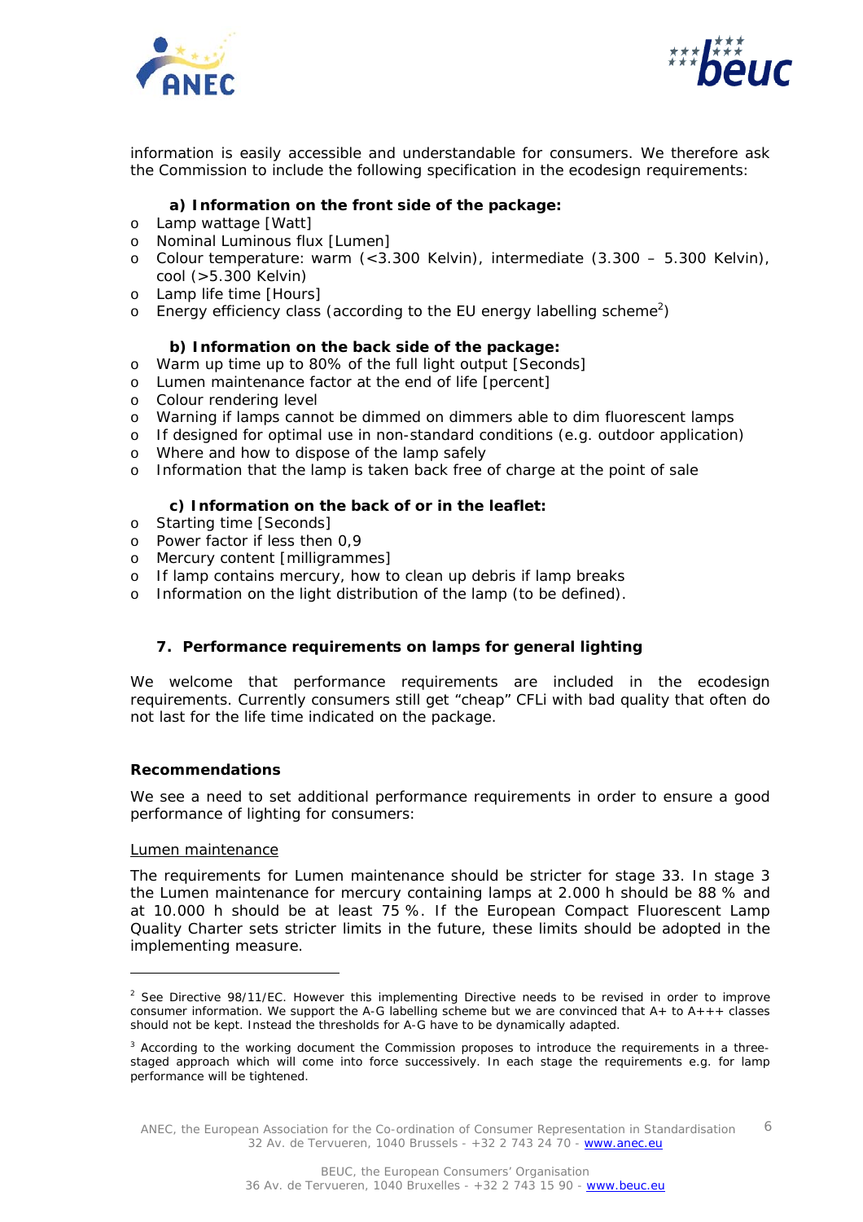information is easily accessible and understandable for consumers. We therefore ask the Commission to include the following specification in the ecodesign requirements:

**a) Information on the front side of the package:**

- Lamp wattage [Watt]
- Nominal Luminous flux [Lumen]
- Colour temperature: warm (<3.300 Kelvin), intermediate (3.300 – 5.300 Kelvin), cool (>5.300 Kelvin)
- Lamp life time [Hours]
- Energy efficiency class (according to the EU energy labelling scheme[2])

**b) Information on the back side of the package:**

- Warm up time up to 80% of the full light output [Seconds]
- Lumen maintenance factor at the end of life [percent]
- Colour rendering level
- Warning if lamps cannot be dimmed on dimmers able to dim fluorescent lamps
- If designed for optimal use in non-standard conditions (e.g. outdoor application)
- Where and how to dispose of the lamp safely
- Information that the lamp is taken back free of charge at the point of sale

**c) Information on the back of or in the leaflet:**

- Starting time [Seconds]
- Power factor if less then 0,9
- Mercury content [milligrammes]
- If lamp contains mercury, how to clean up debris if lamp breaks
- Information on the light distribution of the lamp (to be defined).

## 7. Performance requirements on lamps for general lighting

We welcome that performance requirements are included in the ecodesign requirements. Currently consumers still get "cheap" CFLi with bad quality that often do not last for the life time indicated on the package.

### Recommendations

We see a need to set additional performance requirements in order to ensure a good performance of lighting for consumers:

Lumen maintenance

The requirements for Lumen maintenance should be stricter for stage 3[3]. In stage 3 the Lumen maintenance for mercury containing lamps at 2.000 h should be 88 % and at 10.000 h should be at least 75 %. If the European Compact Fluorescent Lamp Quality Charter sets stricter limits in the future, these limits should be adopted in the implementing measure.

---

[2] See Directive 98/11/EC. However this implementing Directive needs to be revised in order to improve consumer information. We support the A-G labelling scheme but we are convinced that A+ to A+++ classes should not be kept. Instead the thresholds for A-G have to be dynamically adapted.

[3] According to the working document the Commission proposes to introduce the requirements in a three-staged approach which will come into force successively. In each stage the requirements e.g. for lamp performance will be tightened.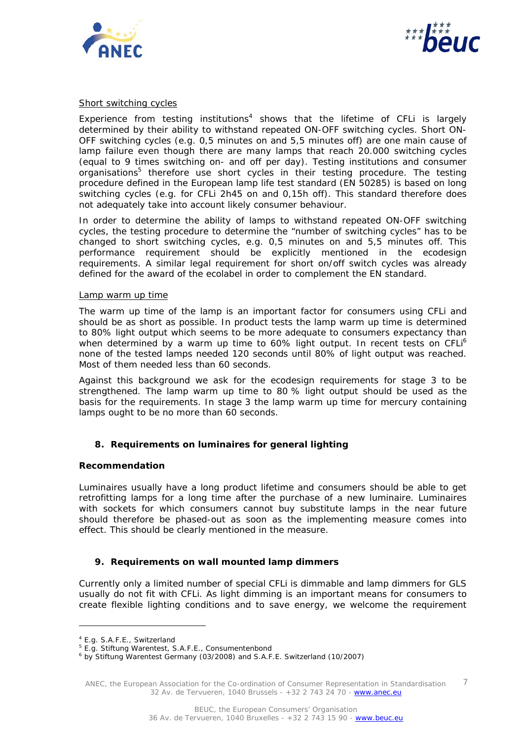Short switching cycles

Experience from testing institutions[4] shows that the lifetime of CFLi is largely determined by their ability to withstand repeated ON-OFF switching cycles. Short ON-OFF switching cycles (e.g. 0,5 minutes on and 5,5 minutes off) are one main cause of lamp failure even though there are many lamps that reach 20.000 switching cycles (equal to 9 times switching on- and off per day). Testing institutions and consumer organisations[5] therefore use short cycles in their testing procedure. The testing procedure defined in the European lamp life test standard (EN 50285) is based on long switching cycles (e.g. for CFLi 2h45 on and 0,15h off). This standard therefore does not adequately take into account likely consumer behaviour.

In order to determine the ability of lamps to withstand repeated ON-OFF switching cycles, the testing procedure to determine the "number of switching cycles" has to be changed to short switching cycles, e.g. 0,5 minutes on and 5,5 minutes off. This performance requirement should be explicitly mentioned in the ecodesign requirements. A similar legal requirement for short on/off switch cycles was already defined for the award of the ecolabel in order to complement the EN standard.

Lamp warm up time

The warm up time of the lamp is an important factor for consumers using CFLi and should be as short as possible. In product tests the lamp warm up time is determined to 80% light output which seems to be more adequate to consumers expectancy than when determined by a warm up time to 60% light output. In recent tests on CFLi[6] none of the tested lamps needed 120 seconds until 80% of light output was reached. Most of them needed less than 60 seconds.

Against this background we ask for the ecodesign requirements for stage 3 to be strengthened. The lamp warm up time to 80 % light output should be used as the basis for the requirements. In stage 3 the lamp warm up time for mercury containing lamps ought to be no more than 60 seconds.

## 8. Requirements on luminaires for general lighting

**Recommendation**

Luminaires usually have a long product lifetime and consumers should be able to get retrofitting lamps for a long time after the purchase of a new luminaire. Luminaires with sockets for which consumers cannot buy substitute lamps in the near future should therefore be phased-out as soon as the implementing measure comes into effect. This should be clearly mentioned in the measure.

## 9. Requirements on wall mounted lamp dimmers

Currently only a limited number of special CFLi is dimmable and lamp dimmers for GLS usually do not fit with CFLi. As light dimming is an important means for consumers to create flexible lighting conditions and to save energy, we welcome the requirement

---

[4] E.g. S.A.F.E., Switzerland

[5] E.g. Stiftung Warentest, S.A.F.E., Consumentenbond

[6] by Stiftung Warentest Germany (03/2008) and S.A.F.E. Switzerland (10/2007)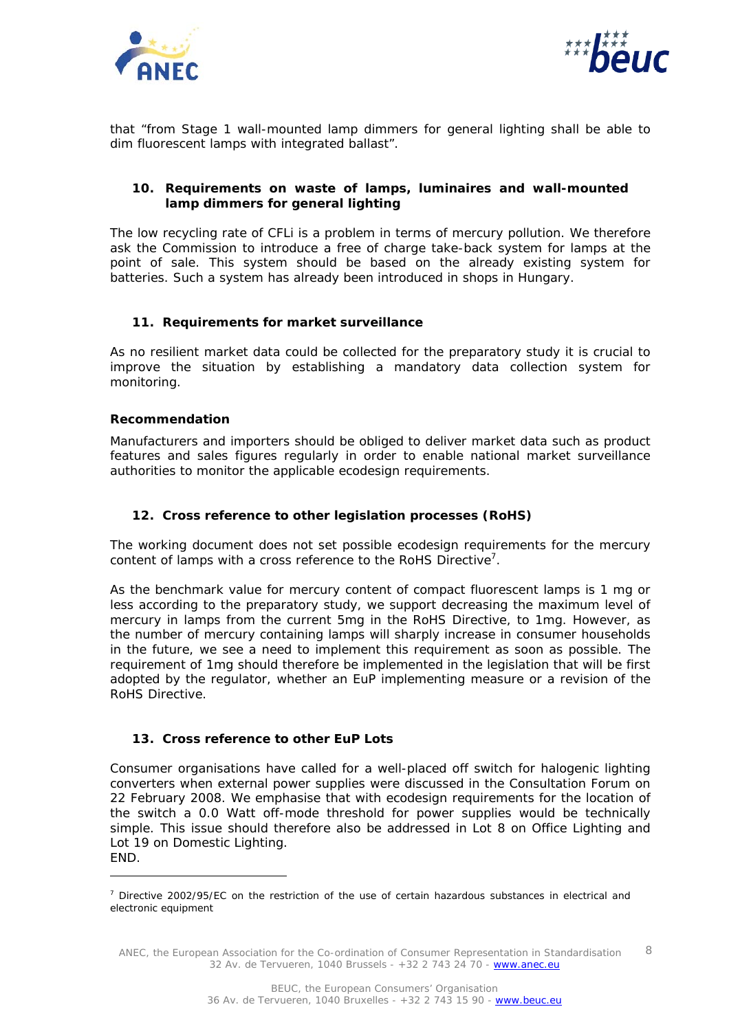that "from Stage 1 wall-mounted lamp dimmers for general lighting shall be able to dim fluorescent lamps with integrated ballast".

## 10. Requirements on waste of lamps, luminaires and wall-mounted lamp dimmers for general lighting

The low recycling rate of CFLi is a problem in terms of mercury pollution. We therefore ask the Commission to introduce a free of charge take-back system for lamps at the point of sale. This system should be based on the already existing system for batteries. Such a system has already been introduced in shops in Hungary.

## 11. Requirements for market surveillance

As no resilient market data could be collected for the preparatory study it is crucial to improve the situation by establishing a mandatory data collection system for monitoring.

### Recommendation

Manufacturers and importers should be obliged to deliver market data such as product features and sales figures regularly in order to enable national market surveillance authorities to monitor the applicable ecodesign requirements.

## 12. Cross reference to other legislation processes (RoHS)

The working document does not set possible ecodesign requirements for the mercury content of lamps with a cross reference to the RoHS Directive[7].

As the benchmark value for mercury content of compact fluorescent lamps is 1 mg or less according to the preparatory study, we support decreasing the maximum level of mercury in lamps from the current 5mg in the RoHS Directive, to 1mg. However, as the number of mercury containing lamps will sharply increase in consumer households in the future, we see a need to implement this requirement as soon as possible. The requirement of 1mg should therefore be implemented in the legislation that will be first adopted by the regulator, whether an EuP implementing measure or a revision of the RoHS Directive.

## 13. Cross reference to other EuP Lots

Consumer organisations have called for a well-placed off switch for halogenic lighting converters when external power supplies were discussed in the Consultation Forum on 22 February 2008. We emphasise that with ecodesign requirements for the location of the switch a 0.0 Watt off-mode threshold for power supplies would be technically simple. This issue should therefore also be addressed in Lot 8 on Office Lighting and Lot 19 on Domestic Lighting.

END.

---

[7] Directive 2002/95/EC on the restriction of the use of certain hazardous substances in electrical and electronic equipment